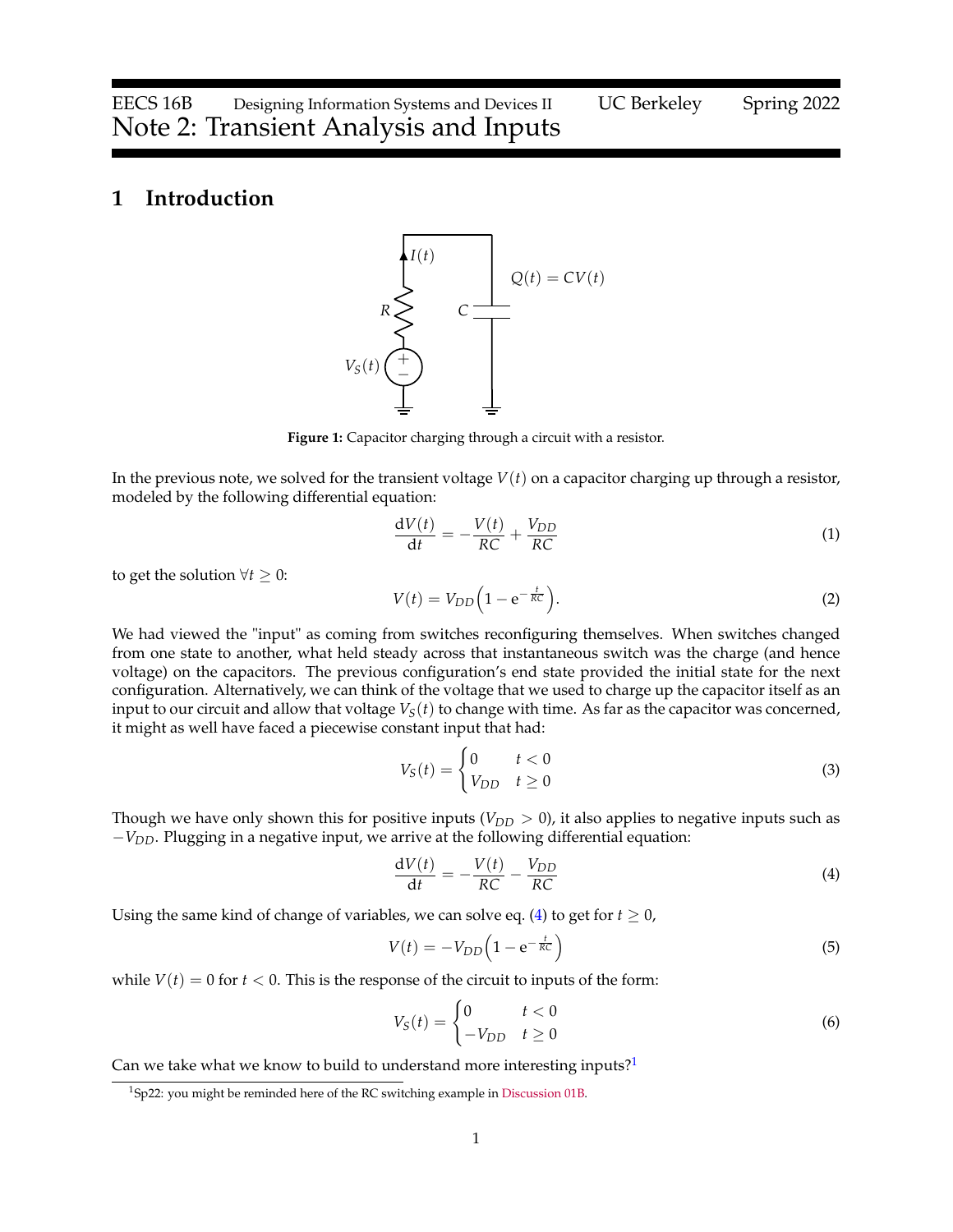EECS 16B Designing Information Systems and Devices II UC Berkeley Spring 2022

# Note 2: Transient Analysis and Inputs

## 1 Introduction

**Figure 1:** Capacitor charging through a circuit with a resistor.

In the previous note, we solved for the transient voltage $V(t)$ on a capacitor charging up through a resistor, modeled by the following differential equation:

$$\frac{\mathrm{d}V(t)}{\mathrm{d}t} = -\frac{V(t)}{RC} + \frac{V_{DD}}{RC} \tag{1}$$

to get the solution $\forall t \geq 0$:

$$V(t) = V_{DD}\left(1 - \mathrm{e}^{-\frac{t}{RC}}\right). \tag{2}$$

We had viewed the "input" as coming from switches reconfiguring themselves. When switches changed from one state to another, what held steady across that instantaneous switch was the charge (and hence voltage) on the capacitors. The previous configuration's end state provided the initial state for the next configuration. Alternatively, we can think of the voltage that we used to charge up the capacitor itself as an input to our circuit and allow that voltage $V_S(t)$ to change with time. As far as the capacitor was concerned, it might as well have faced a piecewise constant input that had:

$$V_S(t) = \begin{cases} 0 & t < 0 \\ V_{DD} & t \geq 0 \end{cases} \tag{3}$$

Though we have only shown this for positive inputs ($V_{DD} > 0$), it also applies to negative inputs such as $-V_{DD}$. Plugging in a negative input, we arrive at the following differential equation:

$$\frac{\mathrm{d}V(t)}{\mathrm{d}t} = -\frac{V(t)}{RC} - \frac{V_{DD}}{RC} \tag{4}$$

Using the same kind of change of variables, we can solve eq. (4) to get for $t \geq 0$,

$$V(t) = -V_{DD}\left(1 - \mathrm{e}^{-\frac{t}{RC}}\right) \tag{5}$$

while $V(t) = 0$ for $t < 0$. This is the response of the circuit to inputs of the form:

$$V_S(t) = \begin{cases} 0 & t < 0 \\ -V_{DD} & t \geq 0 \end{cases} \tag{6}$$

Can we take what we know to build to understand more interesting inputs?[1]

[1] Sp22: you might be reminded here of the RC switching example in Discussion 01B.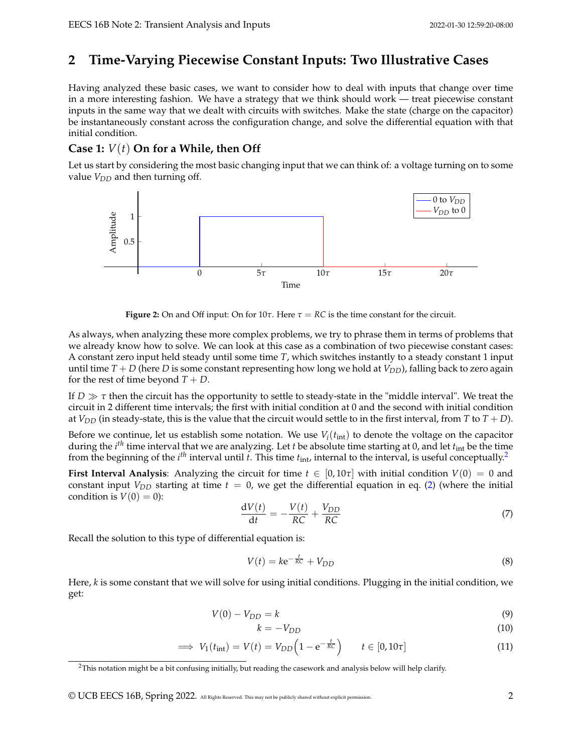## 2 Time-Varying Piecewise Constant Inputs: Two Illustrative Cases

Having analyzed these basic cases, we want to consider how to deal with inputs that change over time in a more interesting fashion. We have a strategy that we think should work — treat piecewise constant inputs in the same way that we dealt with circuits with switches. Make the state (charge on the capacitor) be instantaneously constant across the configuration change, and solve the differential equation with that initial condition.

### Case 1: $V(t)$ On for a While, then Off

Let us start by considering the most basic changing input that we can think of: a voltage turning on to some value $V_{DD}$ and then turning off.

**Figure 2:** On and Off input: On for $10\tau$. Here $\tau = RC$ is the time constant for the circuit.

As always, when analyzing these more complex problems, we try to phrase them in terms of problems that we already know how to solve. We can look at this case as a combination of two piecewise constant cases: A constant zero input held steady until some time $T$, which switches instantly to a steady constant 1 input until time $T + D$ (here $D$ is some constant representing how long we hold at $V_{DD}$), falling back to zero again for the rest of time beyond $T + D$.

If $D \gg \tau$ then the circuit has the opportunity to settle to steady-state in the "middle interval". We treat the circuit in 2 different time intervals; the first with initial condition at 0 and the second with initial condition at $V_{DD}$ (in steady-state, this is the value that the circuit would settle to in the first interval, from $T$ to $T + D$).

Before we continue, let us establish some notation. We use $V_i(t_{\text{int}})$ to denote the voltage on the capacitor during the $i^{th}$ time interval that we are analyzing. Let $t$ be absolute time starting at 0, and let $t_{\text{int}}$ be the time from the beginning of the $i^{th}$ interval until $t$. This time $t_{\text{int}}$, internal to the interval, is useful conceptually.[2]

**First Interval Analysis**: Analyzing the circuit for time $t \in [0, 10\tau]$ with initial condition $V(0) = 0$ and constant input $V_{DD}$ starting at time $t = 0$, we get the differential equation in eq. (2) (where the initial condition is $V(0) = 0$):

$$\frac{\mathrm{d}V(t)}{\mathrm{d}t} = -\frac{V(t)}{RC} + \frac{V_{DD}}{RC} \tag{7}$$

Recall the solution to this type of differential equation is:

$$V(t) = k\mathrm{e}^{-\frac{t}{RC}} + V_{DD} \tag{8}$$

Here, $k$ is some constant that we will solve for using initial conditions. Plugging in the initial condition, we get:

$$V(0) - V_{DD} = k \tag{9}$$

$$k = -V_{DD} \tag{10}$$

$$\implies V_1(t_{\text{int}}) = V(t) = V_{DD}\left(1 - \mathrm{e}^{-\frac{t}{RC}}\right) \qquad t \in [0, 10\tau] \tag{11}$$

[2] This notation might be a bit confusing initially, but reading the casework and analysis below will help clarify.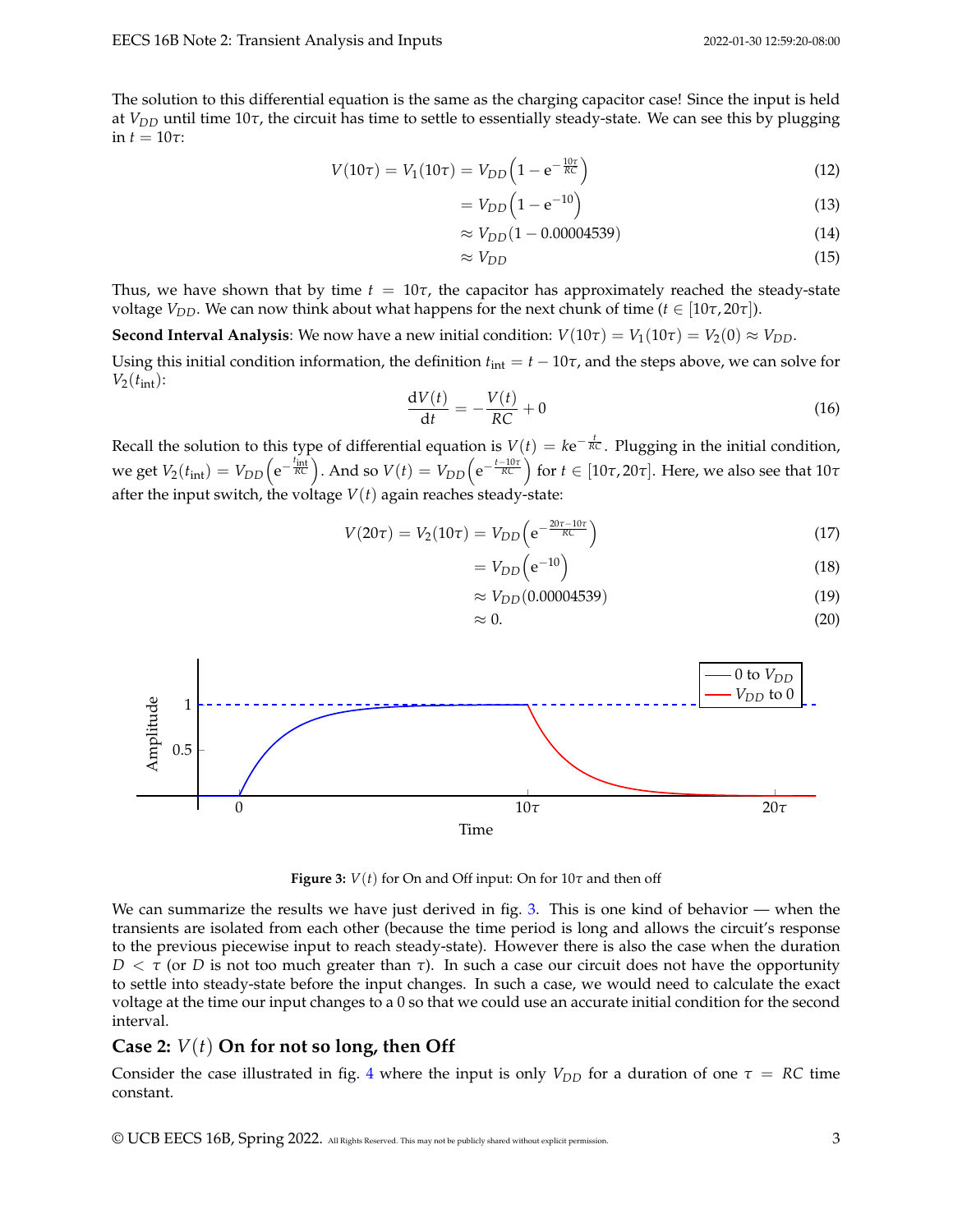The solution to this differential equation is the same as the charging capacitor case! Since the input is held at $V_{DD}$ until time $10\tau$, the circuit has time to settle to essentially steady-state. We can see this by plugging in $t = 10\tau$:

$$
\begin{aligned}
V(10\tau) = V_1(10\tau) &= V_{DD}\left(1 - e^{-\frac{10\tau}{RC}}\right) && (12)\\
&= V_{DD}\left(1 - e^{-10}\right) && (13)\\
&\approx V_{DD}(1 - 0.00004539) && (14)\\
&\approx V_{DD} && (15)
\end{aligned}
$$

Thus, we have shown that by time $t = 10\tau$, the capacitor has approximately reached the steady-state voltage $V_{DD}$. We can now think about what happens for the next chunk of time ($t \in [10\tau, 20\tau]$).

**Second Interval Analysis**: We now have a new initial condition: $V(10\tau) = V_1(10\tau) = V_2(0) \approx V_{DD}$.

Using this initial condition information, the definition $t_{\text{int}} = t - 10\tau$, and the steps above, we can solve for $V_2(t_{\text{int}})$:

$$
\frac{dV(t)}{dt} = -\frac{V(t)}{RC} + 0 \tag{16}
$$

Recall the solution to this type of differential equation is $V(t) = ke^{-\frac{t}{RC}}$. Plugging in the initial condition, we get $V_2(t_{\text{int}}) = V_{DD}\left(e^{-\frac{t_{\text{int}}}{RC}}\right)$. And so $V(t) = V_{DD}\left(e^{-\frac{t-10\tau}{RC}}\right)$ for $t \in [10\tau, 20\tau]$. Here, we also see that $10\tau$ after the input switch, the voltage $V(t)$ again reaches steady-state:

$$
\begin{aligned}
V(20\tau) = V_2(10\tau) &= V_{DD}\left(e^{-\frac{20\tau - 10\tau}{RC}}\right) && (17)\\
&= V_{DD}\left(e^{-10}\right) && (18)\\
&\approx V_{DD}(0.00004539) && (19)\\
&\approx 0. && (20)
\end{aligned}
$$

**Figure 3:** $V(t)$ for On and Off input: On for $10\tau$ and then off

We can summarize the results we have just derived in fig. 3. This is one kind of behavior — when the transients are isolated from each other (because the time period is long and allows the circuit's response to the previous piecewise input to reach steady-state). However there is also the case when the duration $D < \tau$ (or $D$ is not too much greater than $\tau$). In such a case our circuit does not have the opportunity to settle into steady-state before the input changes. In such a case, we would need to calculate the exact voltage at the time our input changes to a 0 so that we could use an accurate initial condition for the second interval.

## Case 2: $V(t)$ On for not so long, then Off

Consider the case illustrated in fig. 4 where the input is only $V_{DD}$ for a duration of one $\tau = RC$ time constant.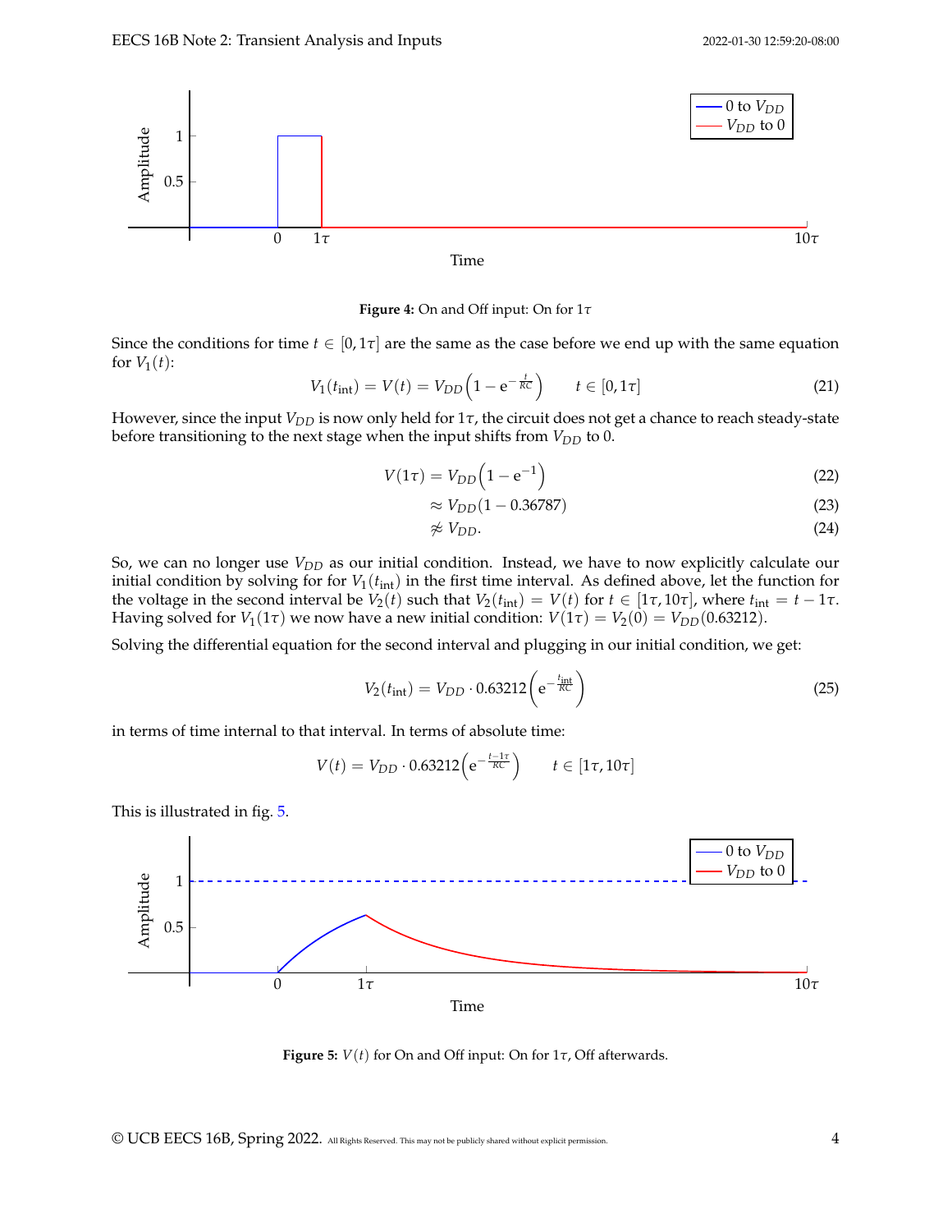Figure 4: On and Off input: On for $1\tau$

Since the conditions for time $t \in [0, 1\tau]$ are the same as the case before we end up with the same equation for $V_1(t)$:

$$V_1(t_{\text{int}}) = V(t) = V_{DD}\left(1 - e^{-\frac{t}{RC}}\right) \qquad t \in [0, 1\tau] \tag{21}$$

However, since the input $V_{DD}$ is now only held for $1\tau$, the circuit does not get a chance to reach steady-state before transitioning to the next stage when the input shifts from $V_{DD}$ to 0.

$$V(1\tau) = V_{DD}\left(1 - e^{-1}\right) \tag{22}$$

$$\approx V_{DD}(1 - 0.36787) \tag{23}$$

$$\not\approx V_{DD}. \tag{24}$$

So, we can no longer use $V_{DD}$ as our initial condition. Instead, we have to now explicitly calculate our initial condition by solving for for $V_1(t_{\text{int}})$ in the first time interval. As defined above, let the function for the voltage in the second interval be $V_2(t)$ such that $V_2(t_{\text{int}}) = V(t)$ for $t \in [1\tau, 10\tau]$, where $t_{\text{int}} = t - 1\tau$. Having solved for $V_1(1\tau)$ we now have a new initial condition: $V(1\tau) = V_2(0) = V_{DD}(0.63212)$.

Solving the differential equation for the second interval and plugging in our initial condition, we get:

$$V_2(t_{\text{int}}) = V_{DD} \cdot 0.63212\left(e^{-\frac{t_{\text{int}}}{RC}}\right) \tag{25}$$

in terms of time internal to that interval. In terms of absolute time:

$$V(t) = V_{DD} \cdot 0.63212\left(e^{-\frac{t-1\tau}{RC}}\right) \qquad t \in [1\tau, 10\tau]$$

This is illustrated in fig. 5.

Figure 5: $V(t)$ for On and Off input: On for $1\tau$, Off afterwards.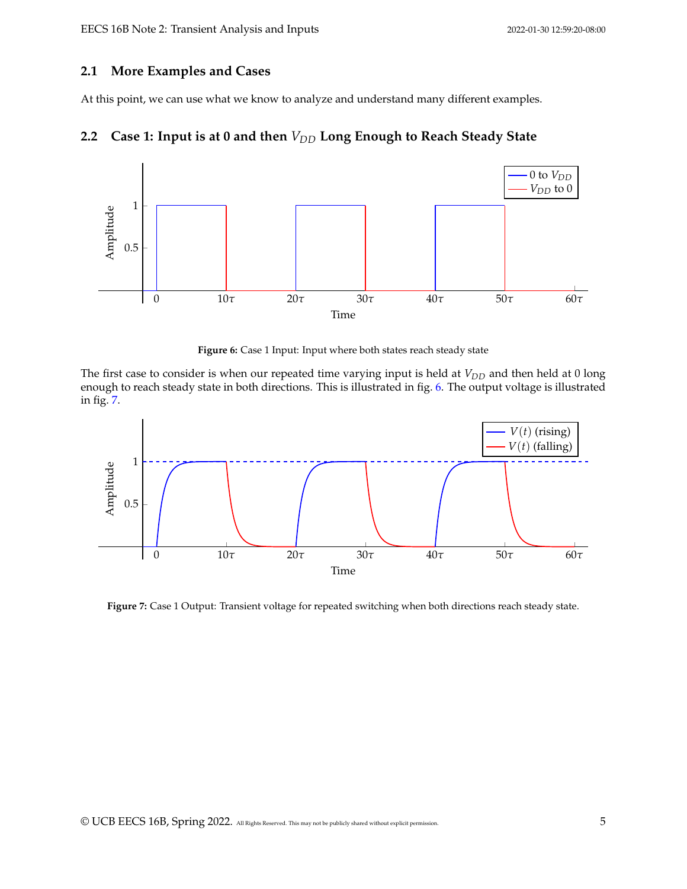## 2.1 More Examples and Cases

At this point, we can use what we know to analyze and understand many different examples.

## 2.2 Case 1: Input is at 0 and then $V_{DD}$ Long Enough to Reach Steady State

**Figure 6:** Case 1 Input: Input where both states reach steady state

The first case to consider is when our repeated time varying input is held at $V_{DD}$ and then held at 0 long enough to reach steady state in both directions. This is illustrated in fig. 6. The output voltage is illustrated in fig. 7.

**Figure 7:** Case 1 Output: Transient voltage for repeated switching when both directions reach steady state.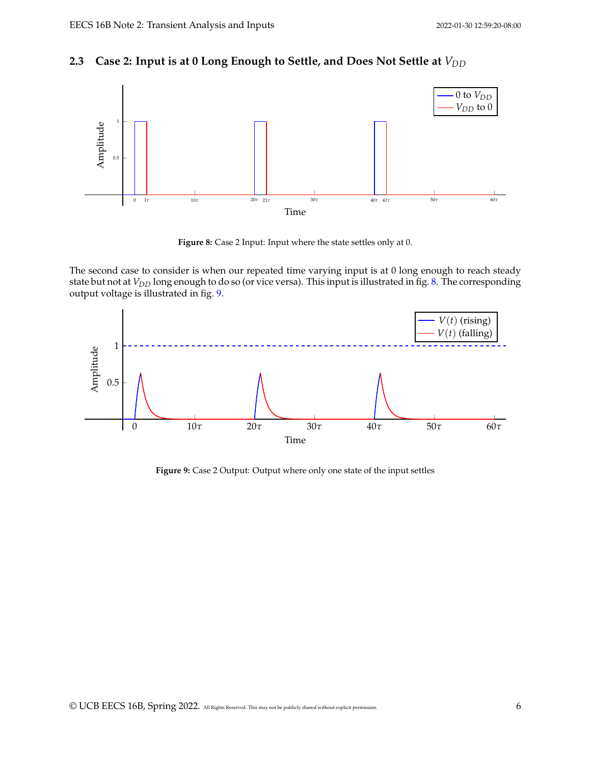## 2.3 Case 2: Input is at 0 Long Enough to Settle, and Does Not Settle at $V_{DD}$

**Figure 8:** Case 2 Input: Input where the state settles only at 0.

The second case to consider is when our repeated time varying input is at 0 long enough to reach steady state but not at $V_{DD}$ long enough to do so (or vice versa). This input is illustrated in fig. 8. The corresponding output voltage is illustrated in fig. 9.

**Figure 9:** Case 2 Output: Output where only one state of the input settles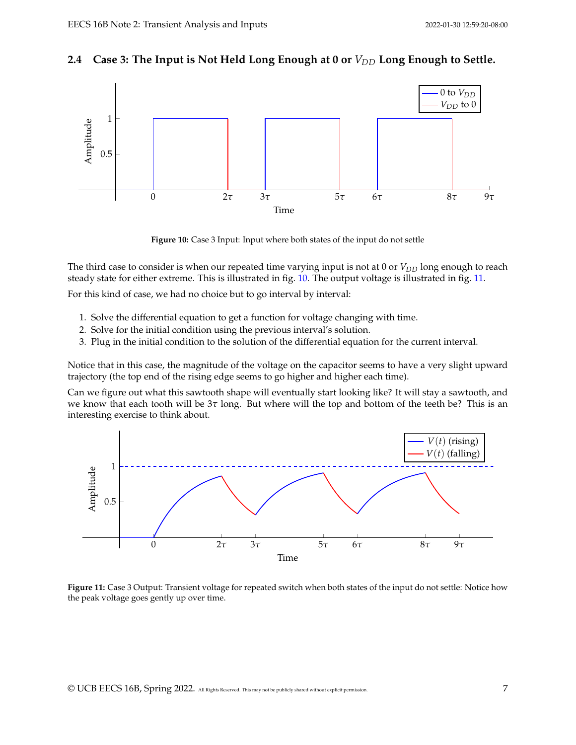## 2.4 Case 3: The Input is Not Held Long Enough at 0 or $V_{DD}$ Long Enough to Settle.

**Figure 10:** Case 3 Input: Input where both states of the input do not settle

The third case to consider is when our repeated time varying input is not at 0 or $V_{DD}$ long enough to reach steady state for either extreme. This is illustrated in fig. 10. The output voltage is illustrated in fig. 11.

For this kind of case, we had no choice but to go interval by interval:

1. Solve the differential equation to get a function for voltage changing with time.
2. Solve for the initial condition using the previous interval's solution.
3. Plug in the initial condition to the solution of the differential equation for the current interval.

Notice that in this case, the magnitude of the voltage on the capacitor seems to have a very slight upward trajectory (the top end of the rising edge seems to go higher and higher each time).

Can we figure out what this sawtooth shape will eventually start looking like? It will stay a sawtooth, and we know that each tooth will be $3\tau$ long. But where will the top and bottom of the teeth be? This is an interesting exercise to think about.

**Figure 11:** Case 3 Output: Transient voltage for repeated switch when both states of the input do not settle: Notice how the peak voltage goes gently up over time.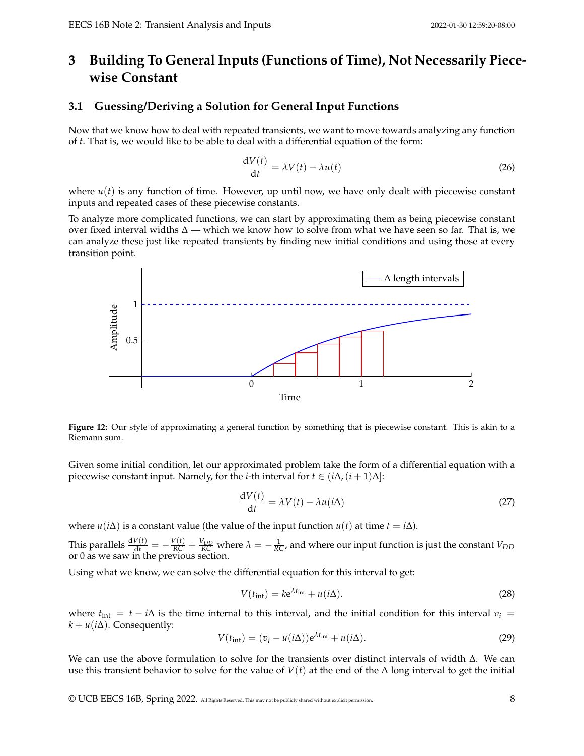# 3 Building To General Inputs (Functions of Time), Not Necessarily Piecewise Constant

## 3.1 Guessing/Deriving a Solution for General Input Functions

Now that we know how to deal with repeated transients, we want to move towards analyzing any function of $t$. That is, we would like to be able to deal with a differential equation of the form:

$$\frac{\mathrm{d}V(t)}{\mathrm{d}t} = \lambda V(t) - \lambda u(t) \tag{26}$$

where $u(t)$ is any function of time. However, up until now, we have only dealt with piecewise constant inputs and repeated cases of these piecewise constants.

To analyze more complicated functions, we can start by approximating them as being piecewise constant over fixed interval widths $\Delta$ — which we know how to solve from what we have seen so far. That is, we can analyze these just like repeated transients by finding new initial conditions and using those at every transition point.

**Figure 12:** Our style of approximating a general function by something that is piecewise constant. This is akin to a Riemann sum.

Given some initial condition, let our approximated problem take the form of a differential equation with a piecewise constant input. Namely, for the $i$-th interval for $t \in (i\Delta, (i+1)\Delta]$:

$$\frac{\mathrm{d}V(t)}{\mathrm{d}t} = \lambda V(t) - \lambda u(i\Delta) \tag{27}$$

where $u(i\Delta)$ is a constant value (the value of the input function $u(t)$ at time $t = i\Delta$).

This parallels $\frac{\mathrm{d}V(t)}{\mathrm{d}t} = -\frac{V(t)}{RC} + \frac{V_{DD}}{RC}$ where $\lambda = -\frac{1}{RC}$, and where our input function is just the constant $V_{DD}$ or 0 as we saw in the previous section.

Using what we know, we can solve the differential equation for this interval to get:

$$V(t_{\text{int}}) = k\mathrm{e}^{\lambda t_{\text{int}}} + u(i\Delta). \tag{28}$$

where $t_{\text{int}} = t - i\Delta$ is the time internal to this interval, and the initial condition for this interval $v_i = k + u(i\Delta)$. Consequently:

$$V(t_{\text{int}}) = (v_i - u(i\Delta))\mathrm{e}^{\lambda t_{\text{int}}} + u(i\Delta). \tag{29}$$

We can use the above formulation to solve for the transients over distinct intervals of width $\Delta$. We can use this transient behavior to solve for the value of $V(t)$ at the end of the $\Delta$ long interval to get the initial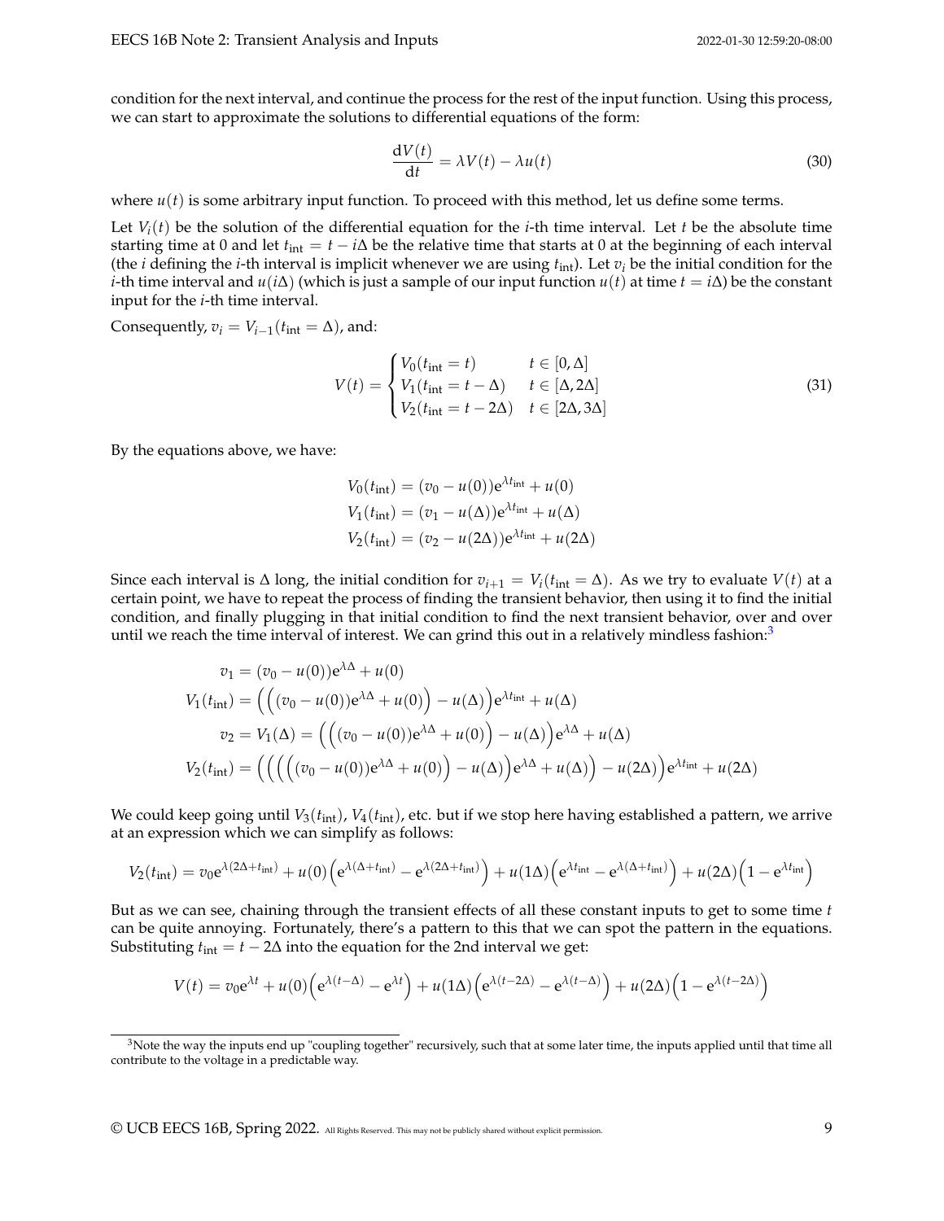condition for the next interval, and continue the process for the rest of the input function. Using this process, we can start to approximate the solutions to differential equations of the form:

$$\frac{\mathrm{d}V(t)}{\mathrm{d}t} = \lambda V(t) - \lambda u(t) \tag{30}$$

where $u(t)$ is some arbitrary input function. To proceed with this method, let us define some terms.

Let $V_i(t)$ be the solution of the differential equation for the $i$-th time interval. Let $t$ be the absolute time starting time at 0 and let $t_{\text{int}} = t - i\Delta$ be the relative time that starts at 0 at the beginning of each interval (the $i$ defining the $i$-th interval is implicit whenever we are using $t_{\text{int}}$). Let $v_i$ be the initial condition for the $i$-th time interval and $u(i\Delta)$ (which is just a sample of our input function $u(t)$ at time $t = i\Delta$) be the constant input for the $i$-th time interval.

Consequently, $v_i = V_{i-1}(t_{\text{int}} = \Delta)$, and:

$$V(t) = \begin{cases} V_0(t_{\text{int}} = t) & t \in [0, \Delta] \\ V_1(t_{\text{int}} = t - \Delta) & t \in [\Delta, 2\Delta] \\ V_2(t_{\text{int}} = t - 2\Delta) & t \in [2\Delta, 3\Delta] \end{cases} \tag{31}$$

By the equations above, we have:

$$\begin{aligned}
V_0(t_{\text{int}}) &= (v_0 - u(0))\mathrm{e}^{\lambda t_{\text{int}}} + u(0) \\
V_1(t_{\text{int}}) &= (v_1 - u(\Delta))\mathrm{e}^{\lambda t_{\text{int}}} + u(\Delta) \\
V_2(t_{\text{int}}) &= (v_2 - u(2\Delta))\mathrm{e}^{\lambda t_{\text{int}}} + u(2\Delta)
\end{aligned}$$

Since each interval is $\Delta$ long, the initial condition for $v_{i+1} = V_i(t_{\text{int}} = \Delta)$. As we try to evaluate $V(t)$ at a certain point, we have to repeat the process of finding the transient behavior, then using it to find the initial condition, and finally plugging in that initial condition to find the next transient behavior, over and over until we reach the time interval of interest. We can grind this out in a relatively mindless fashion:[3]

$$\begin{aligned}
v_1 &= (v_0 - u(0))\mathrm{e}^{\lambda\Delta} + u(0) \\
V_1(t_{\text{int}}) &= \Big(\Big((v_0 - u(0))\mathrm{e}^{\lambda\Delta} + u(0)\Big) - u(\Delta)\Big)\mathrm{e}^{\lambda t_{\text{int}}} + u(\Delta) \\
v_2 = V_1(\Delta) &= \Big(\Big((v_0 - u(0))\mathrm{e}^{\lambda\Delta} + u(0)\Big) - u(\Delta)\Big)\mathrm{e}^{\lambda\Delta} + u(\Delta) \\
V_2(t_{\text{int}}) &= \Big(\Big(\Big(\Big((v_0 - u(0))\mathrm{e}^{\lambda\Delta} + u(0)\Big) - u(\Delta)\Big)\mathrm{e}^{\lambda\Delta} + u(\Delta)\Big) - u(2\Delta)\Big)\mathrm{e}^{\lambda t_{\text{int}}} + u(2\Delta)
\end{aligned}$$

We could keep going until $V_3(t_{\text{int}})$, $V_4(t_{\text{int}})$, etc. but if we stop here having established a pattern, we arrive at an expression which we can simplify as follows:

$$V_2(t_{\text{int}}) = v_0\mathrm{e}^{\lambda(2\Delta + t_{\text{int}})} + u(0)\Big(\mathrm{e}^{\lambda(\Delta + t_{\text{int}})} - \mathrm{e}^{\lambda(2\Delta + t_{\text{int}})}\Big) + u(1\Delta)\Big(\mathrm{e}^{\lambda t_{\text{int}}} - \mathrm{e}^{\lambda(\Delta + t_{\text{int}})}\Big) + u(2\Delta)\Big(1 - \mathrm{e}^{\lambda t_{\text{int}}}\Big)$$

But as we can see, chaining through the transient effects of all these constant inputs to get to some time $t$ can be quite annoying. Fortunately, there's a pattern to this that we can spot the pattern in the equations. Substituting $t_{\text{int}} = t - 2\Delta$ into the equation for the 2nd interval we get:

$$V(t) = v_0\mathrm{e}^{\lambda t} + u(0)\Big(\mathrm{e}^{\lambda(t-\Delta)} - \mathrm{e}^{\lambda t}\Big) + u(1\Delta)\Big(\mathrm{e}^{\lambda(t-2\Delta)} - \mathrm{e}^{\lambda(t-\Delta)}\Big) + u(2\Delta)\Big(1 - \mathrm{e}^{\lambda(t-2\Delta)}\Big)$$

---

[3] Note the way the inputs end up "coupling together" recursively, such that at some later time, the inputs applied until that time all contribute to the voltage in a predictable way.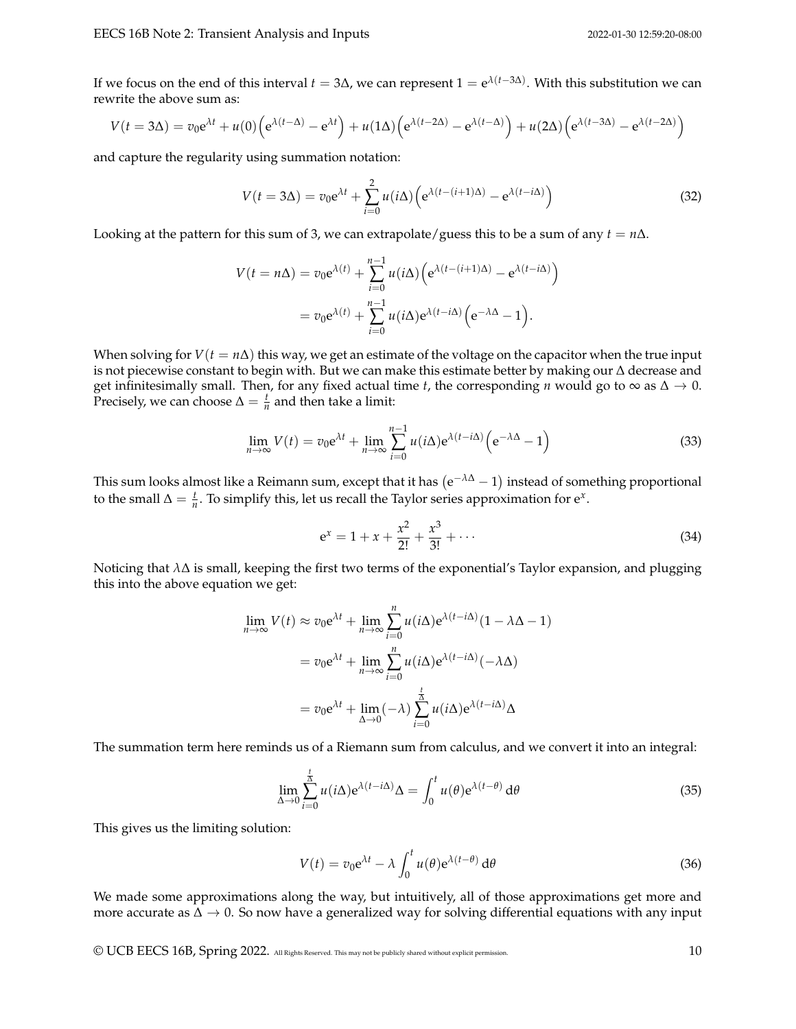If we focus on the end of this interval $t = 3\Delta$, we can represent $1 = e^{\lambda(t-3\Delta)}$. With this substitution we can rewrite the above sum as:

$$V(t = 3\Delta) = v_0 e^{\lambda t} + u(0)\left(e^{\lambda(t-\Delta)} - e^{\lambda t}\right) + u(1\Delta)\left(e^{\lambda(t-2\Delta)} - e^{\lambda(t-\Delta)}\right) + u(2\Delta)\left(e^{\lambda(t-3\Delta)} - e^{\lambda(t-2\Delta)}\right)$$

and capture the regularity using summation notation:

$$V(t = 3\Delta) = v_0 e^{\lambda t} + \sum_{i=0}^{2} u(i\Delta)\left(e^{\lambda(t-(i+1)\Delta)} - e^{\lambda(t-i\Delta)}\right) \tag{32}$$

Looking at the pattern for this sum of 3, we can extrapolate/guess this to be a sum of any $t = n\Delta$.

$$\begin{aligned} V(t = n\Delta) &= v_0 e^{\lambda(t)} + \sum_{i=0}^{n-1} u(i\Delta)\left(e^{\lambda(t-(i+1)\Delta)} - e^{\lambda(t-i\Delta)}\right) \\ &= v_0 e^{\lambda(t)} + \sum_{i=0}^{n-1} u(i\Delta) e^{\lambda(t-i\Delta)}\left(e^{-\lambda\Delta} - 1\right). \end{aligned}$$

When solving for $V(t = n\Delta)$ this way, we get an estimate of the voltage on the capacitor when the true input is not piecewise constant to begin with. But we can make this estimate better by making our $\Delta$ decrease and get infinitesimally small. Then, for any fixed actual time $t$, the corresponding $n$ would go to $\infty$ as $\Delta \to 0$. Precisely, we can choose $\Delta = \frac{t}{n}$ and then take a limit:

$$\lim_{n\to\infty} V(t) = v_0 e^{\lambda t} + \lim_{n\to\infty} \sum_{i=0}^{n-1} u(i\Delta) e^{\lambda(t-i\Delta)}\left(e^{-\lambda\Delta} - 1\right) \tag{33}$$

This sum looks almost like a Reimann sum, except that it has $\left(e^{-\lambda\Delta} - 1\right)$ instead of something proportional to the small $\Delta = \frac{t}{n}$. To simplify this, let us recall the Taylor series approximation for $e^x$.

$$e^x = 1 + x + \frac{x^2}{2!} + \frac{x^3}{3!} + \cdots \tag{34}$$

Noticing that $\lambda\Delta$ is small, keeping the first two terms of the exponential's Taylor expansion, and plugging this into the above equation we get:

$$\begin{aligned} \lim_{n\to\infty} V(t) &\approx v_0 e^{\lambda t} + \lim_{n\to\infty} \sum_{i=0}^{n} u(i\Delta) e^{\lambda(t-i\Delta)}(1 - \lambda\Delta - 1) \\ &= v_0 e^{\lambda t} + \lim_{n\to\infty} \sum_{i=0}^{n} u(i\Delta) e^{\lambda(t-i\Delta)}(-\lambda\Delta) \\ &= v_0 e^{\lambda t} + \lim_{\Delta\to 0}(-\lambda) \sum_{i=0}^{\frac{t}{\Delta}} u(i\Delta) e^{\lambda(t-i\Delta)}\Delta \end{aligned}$$

The summation term here reminds us of a Riemann sum from calculus, and we convert it into an integral:

$$\lim_{\Delta\to 0} \sum_{i=0}^{\frac{t}{\Delta}} u(i\Delta) e^{\lambda(t-i\Delta)}\Delta = \int_0^t u(\theta) e^{\lambda(t-\theta)}\, d\theta \tag{35}$$

This gives us the limiting solution:

$$V(t) = v_0 e^{\lambda t} - \lambda \int_0^t u(\theta) e^{\lambda(t-\theta)}\, d\theta \tag{36}$$

We made some approximations along the way, but intuitively, all of those approximations get more and more accurate as $\Delta \to 0$. So now have a generalized way for solving differential equations with any input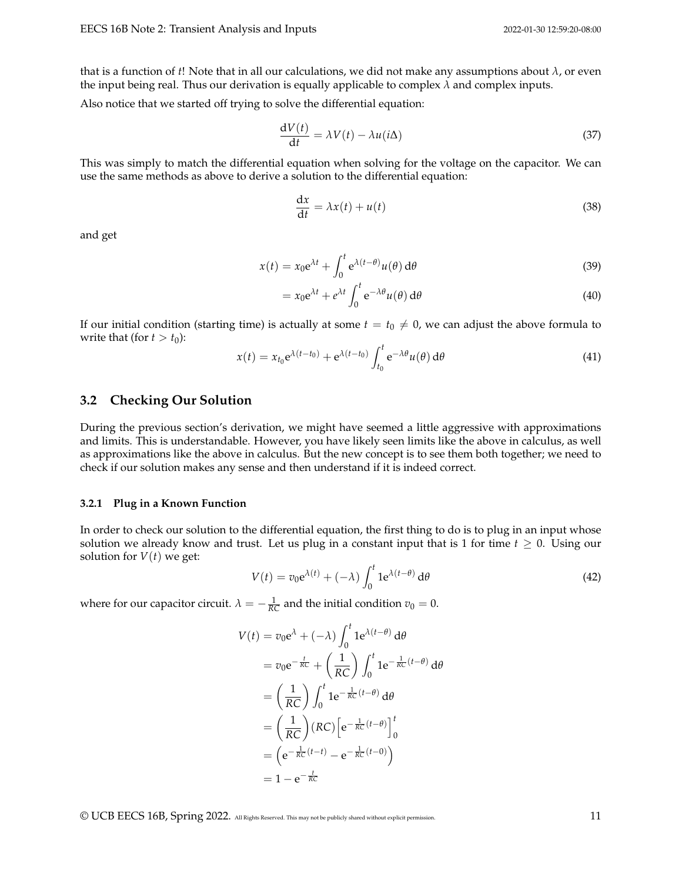that is a function of $t$! Note that in all our calculations, we did not make any assumptions about $\lambda$, or even the input being real. Thus our derivation is equally applicable to complex $\lambda$ and complex inputs.

Also notice that we started off trying to solve the differential equation:

$$\frac{\mathrm{d}V(t)}{\mathrm{d}t} = \lambda V(t) - \lambda u(i\Delta) \tag{37}$$

This was simply to match the differential equation when solving for the voltage on the capacitor. We can use the same methods as above to derive a solution to the differential equation:

$$\frac{\mathrm{d}x}{\mathrm{d}t} = \lambda x(t) + u(t) \tag{38}$$

and get

$$x(t) = x_0 \mathrm{e}^{\lambda t} + \int_0^t \mathrm{e}^{\lambda(t-\theta)} u(\theta)\,\mathrm{d}\theta \tag{39}$$

$$= x_0 \mathrm{e}^{\lambda t} + e^{\lambda t} \int_0^t \mathrm{e}^{-\lambda \theta} u(\theta)\,\mathrm{d}\theta \tag{40}$$

If our initial condition (starting time) is actually at some $t = t_0 \neq 0$, we can adjust the above formula to write that (for $t > t_0$):

$$x(t) = x_{t_0} \mathrm{e}^{\lambda(t-t_0)} + \mathrm{e}^{\lambda(t-t_0)} \int_{t_0}^t \mathrm{e}^{-\lambda \theta} u(\theta)\,\mathrm{d}\theta \tag{41}$$

## 3.2 Checking Our Solution

During the previous section's derivation, we might have seemed a little aggressive with approximations and limits. This is understandable. However, you have likely seen limits like the above in calculus, as well as approximations like the above in calculus. But the new concept is to see them both together; we need to check if our solution makes any sense and then understand if it is indeed correct.

### 3.2.1 Plug in a Known Function

In order to check our solution to the differential equation, the first thing to do is to plug in an input whose solution we already know and trust. Let us plug in a constant input that is 1 for time $t \geq 0$. Using our solution for $V(t)$ we get:

$$V(t) = v_0 \mathrm{e}^{\lambda(t)} + (-\lambda) \int_0^t 1\mathrm{e}^{\lambda(t-\theta)}\,\mathrm{d}\theta \tag{42}$$

where for our capacitor circuit. $\lambda = -\frac{1}{RC}$ and the initial condition $v_0 = 0$.

$$\begin{aligned}
V(t) &= v_0 \mathrm{e}^{\lambda} + (-\lambda) \int_0^t 1\mathrm{e}^{\lambda(t-\theta)}\,\mathrm{d}\theta \\
&= v_0 \mathrm{e}^{-\frac{t}{RC}} + \left(\frac{1}{RC}\right) \int_0^t 1\mathrm{e}^{-\frac{1}{RC}(t-\theta)}\,\mathrm{d}\theta \\
&= \left(\frac{1}{RC}\right) \int_0^t 1\mathrm{e}^{-\frac{1}{RC}(t-\theta)}\,\mathrm{d}\theta \\
&= \left(\frac{1}{RC}\right)(RC)\left[\mathrm{e}^{-\frac{1}{RC}(t-\theta)}\right]_0^t \\
&= \left(\mathrm{e}^{-\frac{1}{RC}(t-t)} - \mathrm{e}^{-\frac{1}{RC}(t-0)}\right) \\
&= 1 - \mathrm{e}^{-\frac{t}{RC}}
\end{aligned}$$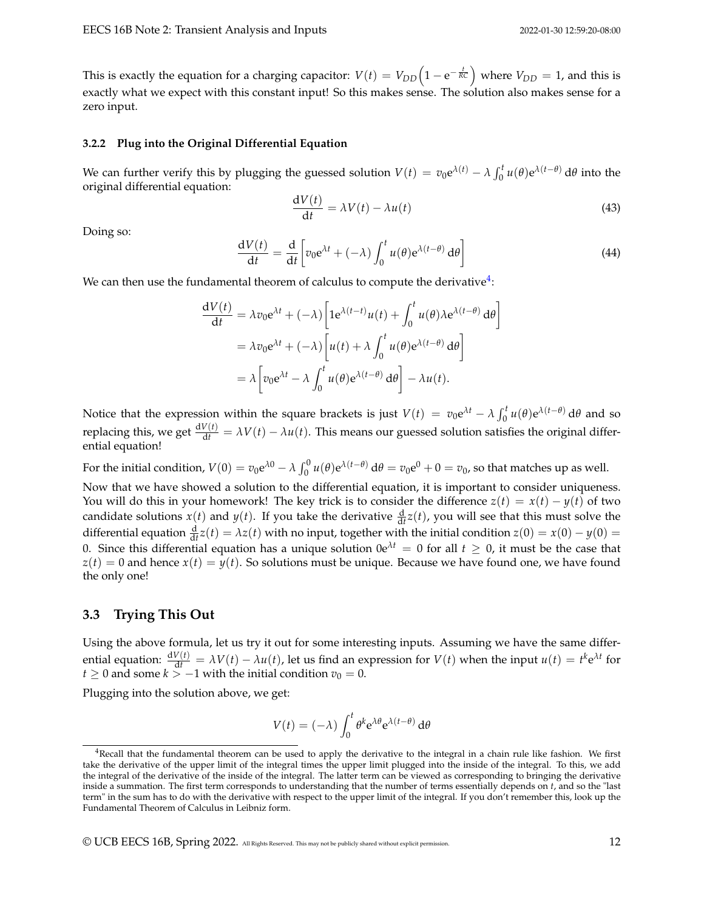This is exactly the equation for a charging capacitor: $V(t) = V_{DD}\left(1 - e^{-\frac{t}{RC}}\right)$ where $V_{DD} = 1$, and this is exactly what we expect with this constant input! So this makes sense. The solution also makes sense for a zero input.

### 3.2.2 Plug into the Original Differential Equation

We can further verify this by plugging the guessed solution $V(t) = v_0 e^{\lambda(t)} - \lambda \int_0^t u(\theta) e^{\lambda(t-\theta)} \, d\theta$ into the original differential equation:

$$\frac{dV(t)}{dt} = \lambda V(t) - \lambda u(t) \tag{43}$$

Doing so:

$$\frac{dV(t)}{dt} = \frac{d}{dt}\left[v_0 e^{\lambda t} + (-\lambda) \int_0^t u(\theta) e^{\lambda(t-\theta)} \, d\theta\right] \tag{44}$$

We can then use the fundamental theorem of calculus to compute the derivative[4]:

$$\begin{aligned}
\frac{dV(t)}{dt} &= \lambda v_0 e^{\lambda t} + (-\lambda)\left[1 e^{\lambda(t-t)} u(t) + \int_0^t u(\theta) \lambda e^{\lambda(t-\theta)} \, d\theta\right] \\
&= \lambda v_0 e^{\lambda t} + (-\lambda)\left[u(t) + \lambda \int_0^t u(\theta) e^{\lambda(t-\theta)} \, d\theta\right] \\
&= \lambda\left[v_0 e^{\lambda t} - \lambda \int_0^t u(\theta) e^{\lambda(t-\theta)} \, d\theta\right] - \lambda u(t).
\end{aligned}$$

Notice that the expression within the square brackets is just $V(t) = v_0 e^{\lambda t} - \lambda \int_0^t u(\theta) e^{\lambda(t-\theta)} \, d\theta$ and so replacing this, we get $\frac{dV(t)}{dt} = \lambda V(t) - \lambda u(t)$. This means our guessed solution satisfies the original differential equation!

For the initial condition, $V(0) = v_0 e^{\lambda 0} - \lambda \int_0^0 u(\theta) e^{\lambda(t-\theta)} \, d\theta = v_0 e^0 + 0 = v_0$, so that matches up as well.

Now that we have showed a solution to the differential equation, it is important to consider uniqueness. You will do this in your homework! The key trick is to consider the difference $z(t) = x(t) - y(t)$ of two candidate solutions $x(t)$ and $y(t)$. If you take the derivative $\frac{d}{dt} z(t)$, you will see that this must solve the differential equation $\frac{d}{dt} z(t) = \lambda z(t)$ with no input, together with the initial condition $z(0) = x(0) - y(0) = 0$. Since this differential equation has a unique solution $0 e^{\lambda t} = 0$ for all $t \geq 0$, it must be the case that $z(t) = 0$ and hence $x(t) = y(t)$. So solutions must be unique. Because we have found one, we have found the only one!

## 3.3 Trying This Out

Using the above formula, let us try it out for some interesting inputs. Assuming we have the same differential equation: $\frac{dV(t)}{dt} = \lambda V(t) - \lambda u(t)$, let us find an expression for $V(t)$ when the input $u(t) = t^k e^{\lambda t}$ for $t \geq 0$ and some $k > -1$ with the initial condition $v_0 = 0$.

Plugging into the solution above, we get:

$$V(t) = (-\lambda) \int_0^t \theta^k e^{\lambda \theta} e^{\lambda(t-\theta)} \, d\theta$$

[4] Recall that the fundamental theorem can be used to apply the derivative to the integral in a chain rule like fashion. We first take the derivative of the upper limit of the integral times the upper limit plugged into the inside of the integral. To this, we add the integral of the derivative of the inside of the integral. The latter term can be viewed as corresponding to bringing the derivative inside a summation. The first term corresponds to understanding that the number of terms essentially depends on $t$, and so the "last term" in the sum has to do with the derivative with respect to the upper limit of the integral. If you don't remember this, look up the Fundamental Theorem of Calculus in Leibniz form.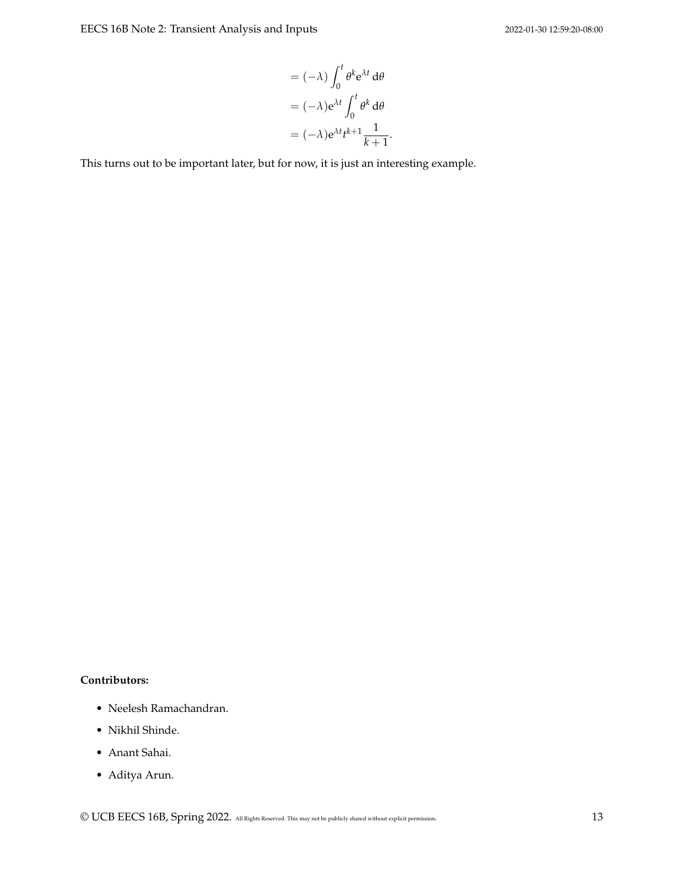$$
\begin{aligned}
&= (-\lambda) \int_0^t \theta^k e^{\lambda t} \, d\theta \\
&= (-\lambda) e^{\lambda t} \int_0^t \theta^k \, d\theta \\
&= (-\lambda) e^{\lambda t} t^{k+1} \frac{1}{k+1}.
\end{aligned}
$$

This turns out to be important later, but for now, it is just an interesting example.

**Contributors:**

- Neelesh Ramachandran.
- Nikhil Shinde.
- Anant Sahai.
- Aditya Arun.